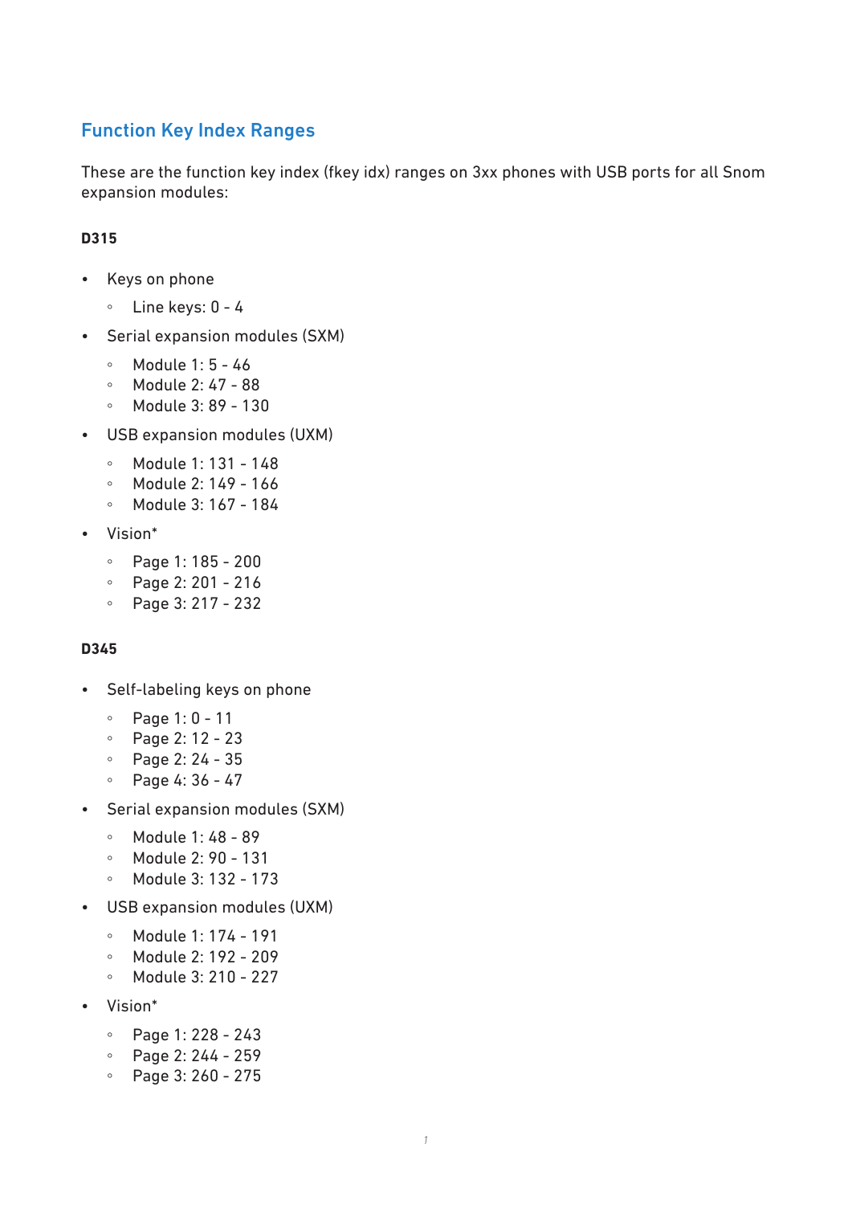## Function Key Index Ranges

These are the function key index (fkey idx) ranges on 3xx phones with USB ports for all Snom expansion modules:

**D315**

- Keys on phone
  - Line keys: 0 - 4
- Serial expansion modules (SXM)
  - Module 1: 5 - 46
  - Module 2: 47 - 88
  - Module 3: 89 - 130
- USB expansion modules (UXM)
  - Module 1: 131 - 148
  - Module 2: 149 - 166
  - Module 3: 167 - 184
- Vision*
  - Page 1: 185 - 200
  - Page 2: 201 - 216
  - Page 3: 217 - 232

**D345**

- Self-labeling keys on phone
  - Page 1: 0 - 11
  - Page 2: 12 - 23
  - Page 2: 24 - 35
  - Page 4: 36 - 47
- Serial expansion modules (SXM)
  - Module 1: 48 - 89
  - Module 2: 90 - 131
  - Module 3: 132 - 173
- USB expansion modules (UXM)
  - Module 1: 174 - 191
  - Module 2: 192 - 209
  - Module 3: 210 - 227
- Vision*
  - Page 1: 228 - 243
  - Page 2: 244 - 259
  - Page 3: 260 - 275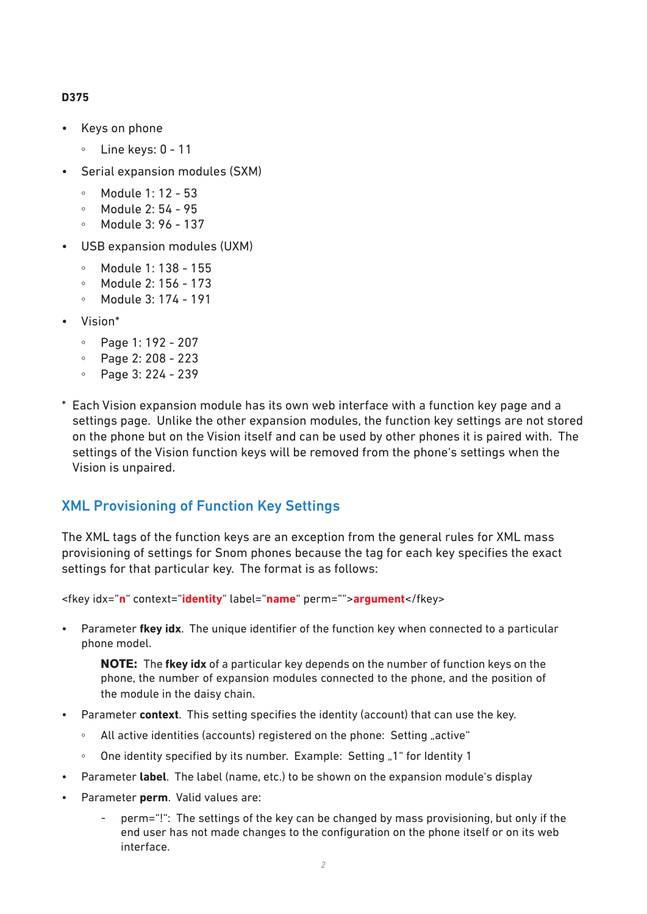**D375**

- Keys on phone
    - Line keys: 0 - 11
- Serial expansion modules (SXM)
    - Module 1: 12 - 53
    - Module 2: 54 - 95
    - Module 3: 96 - 137
- USB expansion modules (UXM)
    - Module 1: 138 - 155
    - Module 2: 156 - 173
    - Module 3: 174 - 191
- Vision*
    - Page 1: 192 - 207
    - Page 2: 208 - 223
    - Page 3: 224 - 239

\* Each Vision expansion module has its own web interface with a function key page and a settings page. Unlike the other expansion modules, the function key settings are not stored on the phone but on the Vision itself and can be used by other phones it is paired with. The settings of the Vision function keys will be removed from the phone's settings when the Vision is unpaired.

## XML Provisioning of Function Key Settings

The XML tags of the function keys are an exception from the general rules for XML mass provisioning of settings for Snom phones because the tag for each key specifies the exact settings for that particular key. The format is as follows:

<fkey idx="**n**" context="**identity**" label="**name**" perm="">**argument**</fkey>

- Parameter **fkey idx**. The unique identifier of the function key when connected to a particular phone model.

    **NOTE:** The **fkey idx** of a particular key depends on the number of function keys on the phone, the number of expansion modules connected to the phone, and the position of the module in the daisy chain.

- Parameter **context**. This setting specifies the identity (account) that can use the key.
    - All active identities (accounts) registered on the phone: Setting „active"
    - One identity specified by its number. Example: Setting „1" for Identity 1
- Parameter **label**. The label (name, etc.) to be shown on the expansion module's display
- Parameter **perm**. Valid values are:
    - perm="!": The settings of the key can be changed by mass provisioning, but only if the end user has not made changes to the configuration on the phone itself or on its web interface.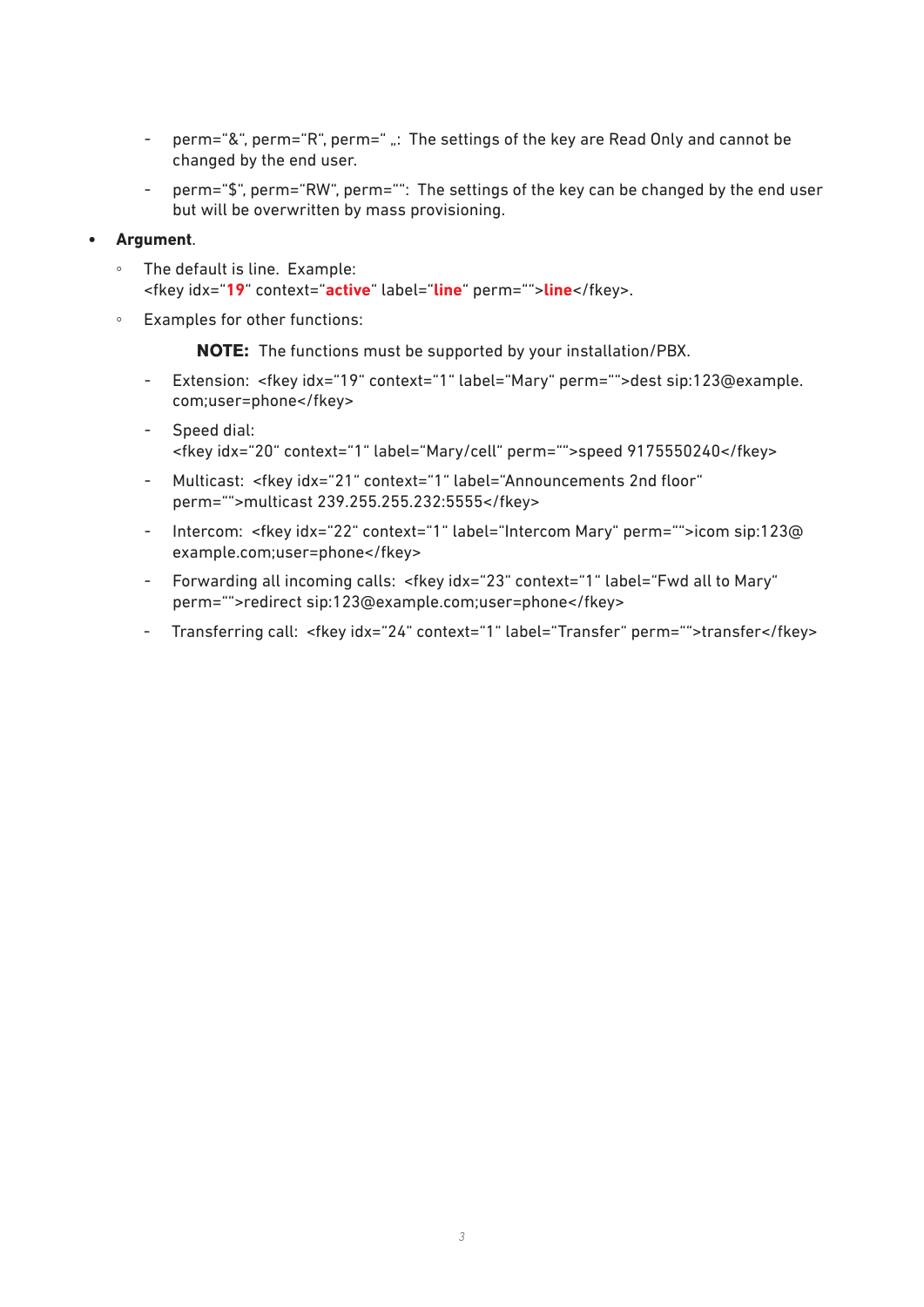- perm="&", perm="R", perm=" „: The settings of the key are Read Only and cannot be changed by the end user.
- perm="$", perm="RW", perm="": The settings of the key can be changed by the end user but will be overwritten by mass provisioning.

- **Argument**.
  - The default is line. Example:
    <fkey idx="**19**" context="**active**" label="**line**" perm="">**line**</fkey>.
  - Examples for other functions:

    **NOTE:** The functions must be supported by your installation/PBX.

    - Extension: <fkey idx="19" context="1" label="Mary" perm="">dest sip:123@example.com;user=phone</fkey>
    - Speed dial:
      <fkey idx="20" context="1" label="Mary/cell" perm="">speed 9175550240</fkey>
    - Multicast: <fkey idx="21" context="1" label="Announcements 2nd floor" perm="">multicast 239.255.255.232:5555</fkey>
    - Intercom: <fkey idx="22" context="1" label="Intercom Mary" perm="">icom sip:123@example.com;user=phone</fkey>
    - Forwarding all incoming calls: <fkey idx="23" context="1" label="Fwd all to Mary" perm="">redirect sip:123@example.com;user=phone</fkey>
    - Transferring call: <fkey idx="24" context="1" label="Transfer" perm="">transfer</fkey>